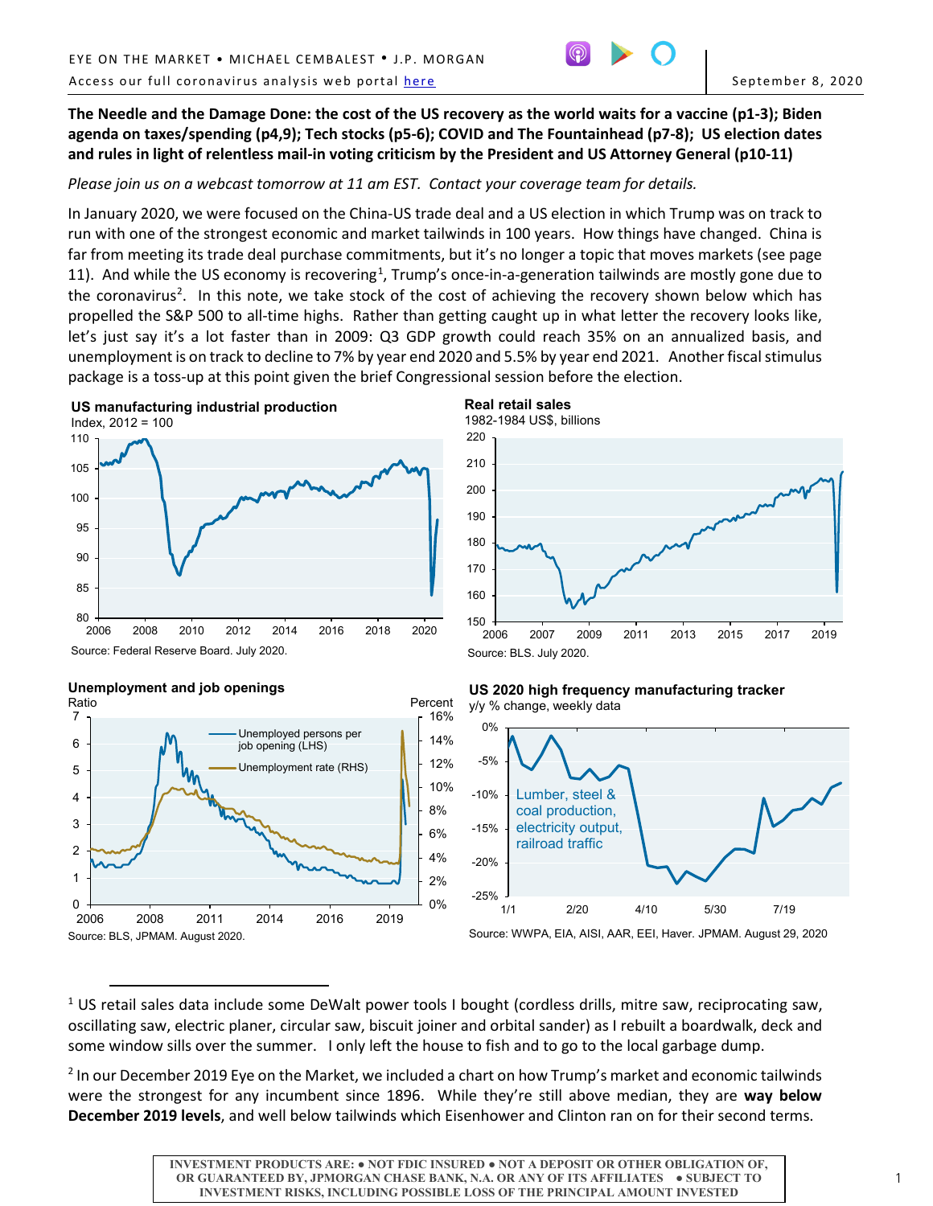EYE ON THE MARKET • MICHAEL CEMBALEST • J.P. MORGAN

Access our full coronavirus analysis web portal here

September 8, 2020

**The Needle and the Damage Done: the cost of the US recovery as the world waits for a vaccine (p1-3); Biden agenda on taxes/spending (p4,9); Tech stocks (p5-6); COVID and The Fountainhead (p7-8); US election dates and rules in light of relentless mail-in voting criticism by the President and US Attorney General (p10-11)**

*Please join us on a webcast tomorrow at 11 am EST. Contact your coverage team for details.*

In January 2020, we were focused on the China-US trade deal and a US election in which Trump was on track to run with one of the strongest economic and market tailwinds in 100 years. How things have changed. China is far from meeting its trade deal purchase commitments, but it's no longer a topic that moves markets (see page 11). And while the US economy is recovering[1], Trump's once-in-a-generation tailwinds are mostly gone due to the coronavirus[2]. In this note, we take stock of the cost of achieving the recovery shown below which has propelled the S&P 500 to all-time highs. Rather than getting caught up in what letter the recovery looks like, let's just say it's a lot faster than in 2009: Q3 GDP growth could reach 35% on an annualized basis, and unemployment is on track to decline to 7% by year end 2020 and 5.5% by year end 2021. Another fiscal stimulus package is a toss-up at this point given the brief Congressional session before the election.

**US manufacturing industrial production**
Index, 2012 = 100

Source: Federal Reserve Board. July 2020.

**Real retail sales**
1982-1984 US$, billions

Source: BLS. July 2020.

**Unemployment and job openings**
Ratio / Percent

Unemployed persons per job opening (LHS); Unemployment rate (RHS)

Source: BLS, JPMAM. August 2020.

**US 2020 high frequency manufacturing tracker**
y/y % change, weekly data

Lumber, steel & coal production, electricity output, railroad traffic

Source: WWPA, EIA, AISI, AAR, EEI, Haver. JPMAM. August 29, 2020

---

[1] US retail sales data include some DeWalt power tools I bought (cordless drills, mitre saw, reciprocating saw, oscillating saw, electric planer, circular saw, biscuit joiner and orbital sander) as I rebuilt a boardwalk, deck and some window sills over the summer. I only left the house to fish and to go to the local garbage dump.

[2] In our December 2019 Eye on the Market, we included a chart on how Trump's market and economic tailwinds were the strongest for any incumbent since 1896. While they're still above median, they are **way below December 2019 levels**, and well below tailwinds which Eisenhower and Clinton ran on for their second terms.

INVESTMENT PRODUCTS ARE: • NOT FDIC INSURED • NOT A DEPOSIT OR OTHER OBLIGATION OF, OR GUARANTEED BY, JPMORGAN CHASE BANK, N.A. OR ANY OF ITS AFFILIATES • SUBJECT TO INVESTMENT RISKS, INCLUDING POSSIBLE LOSS OF THE PRINCIPAL AMOUNT INVESTED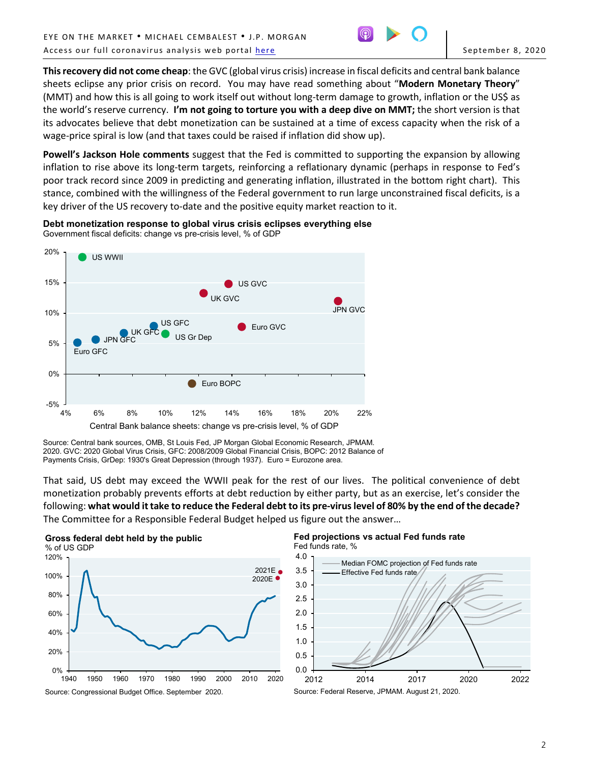**This recovery did not come cheap**: the GVC (global virus crisis) increase in fiscal deficits and central bank balance sheets eclipse any prior crisis on record. You may have read something about "**Modern Monetary Theory**" (MMT) and how this is all going to work itself out without long-term damage to growth, inflation or the US$ as the world's reserve currency. **I'm not going to torture you with a deep dive on MMT;** the short version is that its advocates believe that debt monetization can be sustained at a time of excess capacity when the risk of a wage-price spiral is low (and that taxes could be raised if inflation did show up).

**Powell's Jackson Hole comments** suggest that the Fed is committed to supporting the expansion by allowing inflation to rise above its long-term targets, reinforcing a reflationary dynamic (perhaps in response to Fed's poor track record since 2009 in predicting and generating inflation, illustrated in the bottom right chart). This stance, combined with the willingness of the Federal government to run large unconstrained fiscal deficits, is a key driver of the US recovery to-date and the positive equity market reaction to it.

**Debt monetization response to global virus crisis eclipses everything else**

Government fiscal deficits: change vs pre-crisis level, % of GDP

Central Bank balance sheets: change vs pre-crisis level, % of GDP

Source: Central bank sources, OMB, St Louis Fed, JP Morgan Global Economic Research, JPMAM. 2020. GVC: 2020 Global Virus Crisis, GFC: 2008/2009 Global Financial Crisis, BOPC: 2012 Balance of Payments Crisis, GrDep: 1930's Great Depression (through 1937). Euro = Eurozone area.

That said, US debt may exceed the WWII peak for the rest of our lives. The political convenience of debt monetization probably prevents efforts at debt reduction by either party, but as an exercise, let's consider the following: **what would it take to reduce the Federal debt to its pre-virus level of 80% by the end of the decade?** The Committee for a Responsible Federal Budget helped us figure out the answer…

**Gross federal debt held by the public**

% of US GDP

Source: Congressional Budget Office. September 2020.

**Fed projections vs actual Fed funds rate**

Fed funds rate, %

Source: Federal Reserve, JPMAM. August 21, 2020.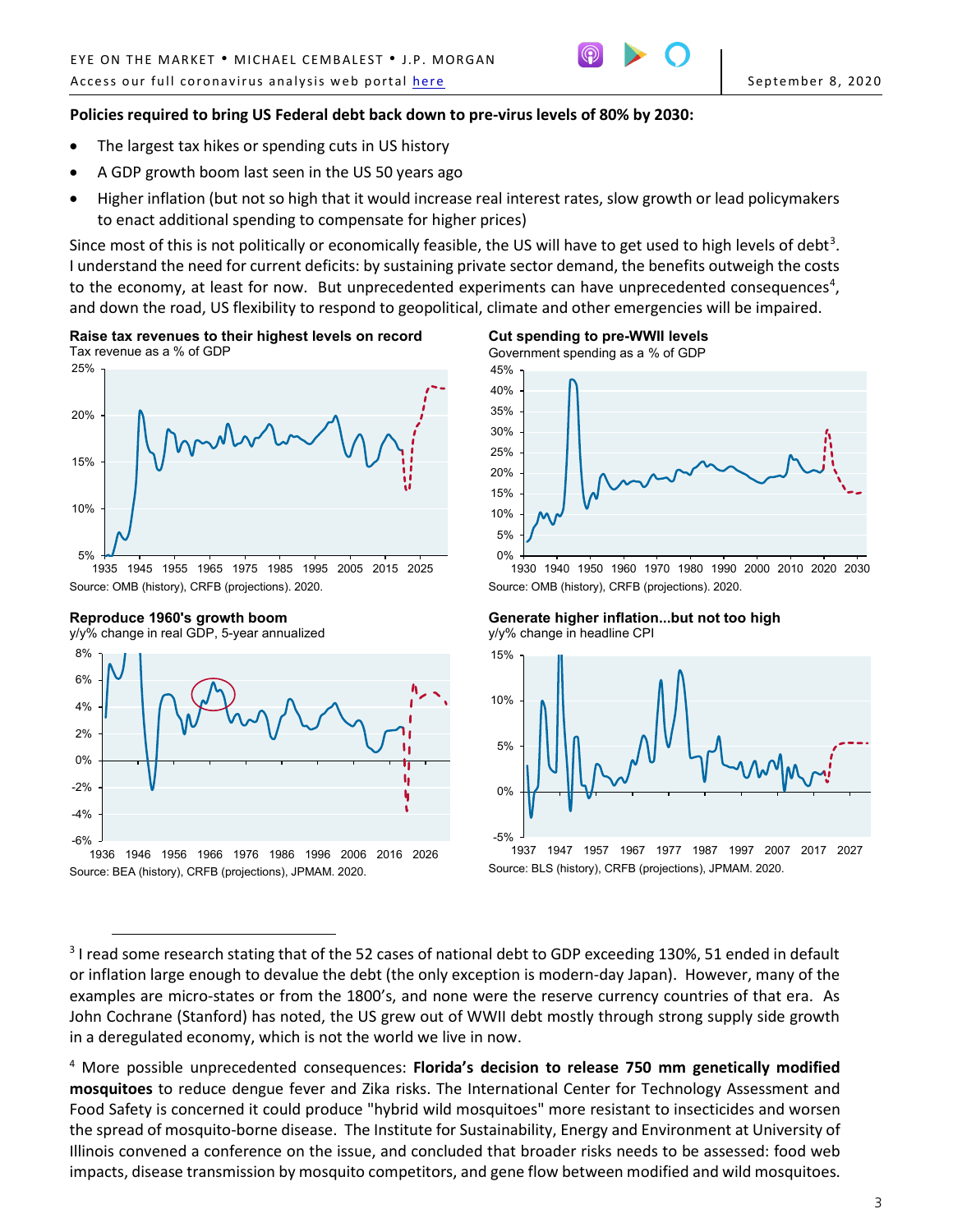**Policies required to bring US Federal debt back down to pre-virus levels of 80% by 2030:**

- The largest tax hikes or spending cuts in US history
- A GDP growth boom last seen in the US 50 years ago
- Higher inflation (but not so high that it would increase real interest rates, slow growth or lead policymakers to enact additional spending to compensate for higher prices)

Since most of this is not politically or economically feasible, the US will have to get used to high levels of debt[3]. I understand the need for current deficits: by sustaining private sector demand, the benefits outweigh the costs to the economy, at least for now. But unprecedented experiments can have unprecedented consequences[4], and down the road, US flexibility to respond to geopolitical, climate and other emergencies will be impaired.

**Raise tax revenues to their highest levels on record**
Tax revenue as a % of GDP

Source: OMB (history), CRFB (projections). 2020.

**Cut spending to pre-WWII levels**
Government spending as a % of GDP

Source: OMB (history), CRFB (projections). 2020.

**Reproduce 1960's growth boom**
y/y% change in real GDP, 5-year annualized

Source: BEA (history), CRFB (projections), JPMAM. 2020.

**Generate higher inflation...but not too high**
y/y% change in headline CPI

Source: BLS (history), CRFB (projections), JPMAM. 2020.

---

[3] I read some research stating that of the 52 cases of national debt to GDP exceeding 130%, 51 ended in default or inflation large enough to devalue the debt (the only exception is modern-day Japan). However, many of the examples are micro-states or from the 1800's, and none were the reserve currency countries of that era. As John Cochrane (Stanford) has noted, the US grew out of WWII debt mostly through strong supply side growth in a deregulated economy, which is not the world we live in now.

[4] More possible unprecedented consequences: **Florida's decision to release 750 mm genetically modified mosquitoes** to reduce dengue fever and Zika risks. The International Center for Technology Assessment and Food Safety is concerned it could produce "hybrid wild mosquitoes" more resistant to insecticides and worsen the spread of mosquito-borne disease. The Institute for Sustainability, Energy and Environment at University of Illinois convened a conference on the issue, and concluded that broader risks needs to be assessed: food web impacts, disease transmission by mosquito competitors, and gene flow between modified and wild mosquitoes.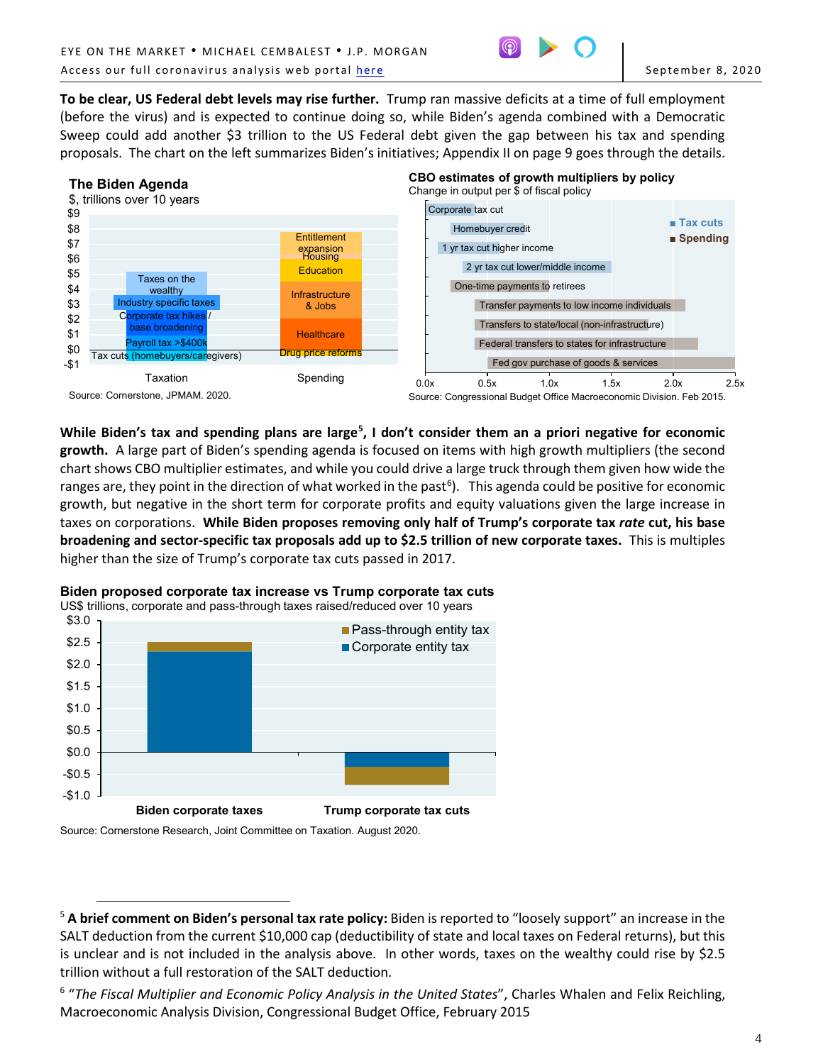**To be clear, US Federal debt levels may rise further.** Trump ran massive deficits at a time of full employment (before the virus) and is expected to continue doing so, while Biden's agenda combined with a Democratic Sweep could add another $3 trillion to the US Federal debt given the gap between his tax and spending proposals. The chart on the left summarizes Biden's initiatives; Appendix II on page 9 goes through the details.

**The Biden Agenda**
$, trillions over 10 years

Taxation: Tax cuts (homebuyers/caregivers), Payroll tax >$400k, Corporate tax hikes / base broadening, Industry specific taxes, Taxes on the wealthy

Spending: Drug price reforms, Healthcare, Infrastructure & Jobs, Education, Housing, Entitlement expansion

Source: Cornerstone, JPMAM. 2020.

**CBO estimates of growth multipliers by policy**
Change in output per $ of fiscal policy

Tax cuts: Corporate tax cut, Homebuyer credit, 1 yr tax cut higher income, 2 yr tax cut lower/middle income

Spending: One-time payments to retirees, Transfer payments to low income individuals, Transfers to state/local (non-infrastructure), Federal transfers to states for infrastructure, Fed gov purchase of goods & services

Source: Congressional Budget Office Macroeconomic Division. Feb 2015.

**While Biden's tax and spending plans are large[5], I don't consider them an a priori negative for economic growth.** A large part of Biden's spending agenda is focused on items with high growth multipliers (the second chart shows CBO multiplier estimates, and while you could drive a large truck through them given how wide the ranges are, they point in the direction of what worked in the past[6]). This agenda could be positive for economic growth, but negative in the short term for corporate profits and equity valuations given the large increase in taxes on corporations. **While Biden proposes removing only half of Trump's corporate tax *rate* cut, his base broadening and sector-specific tax proposals add up to $2.5 trillion of new corporate taxes.** This is multiples higher than the size of Trump's corporate tax cuts passed in 2017.

**Biden proposed corporate tax increase vs Trump corporate tax cuts**
US$ trillions, corporate and pass-through taxes raised/reduced over 10 years

Legend: Pass-through entity tax, Corporate entity tax

Categories: Biden corporate taxes, Trump corporate tax cuts

Source: Cornerstone Research, Joint Committee on Taxation. August 2020.

---

[5] **A brief comment on Biden's personal tax rate policy:** Biden is reported to "loosely support" an increase in the SALT deduction from the current $10,000 cap (deductibility of state and local taxes on Federal returns), but this is unclear and is not included in the analysis above. In other words, taxes on the wealthy could rise by $2.5 trillion without a full restoration of the SALT deduction.

[6] "*The Fiscal Multiplier and Economic Policy Analysis in the United States*", Charles Whalen and Felix Reichling, Macroeconomic Analysis Division, Congressional Budget Office, February 2015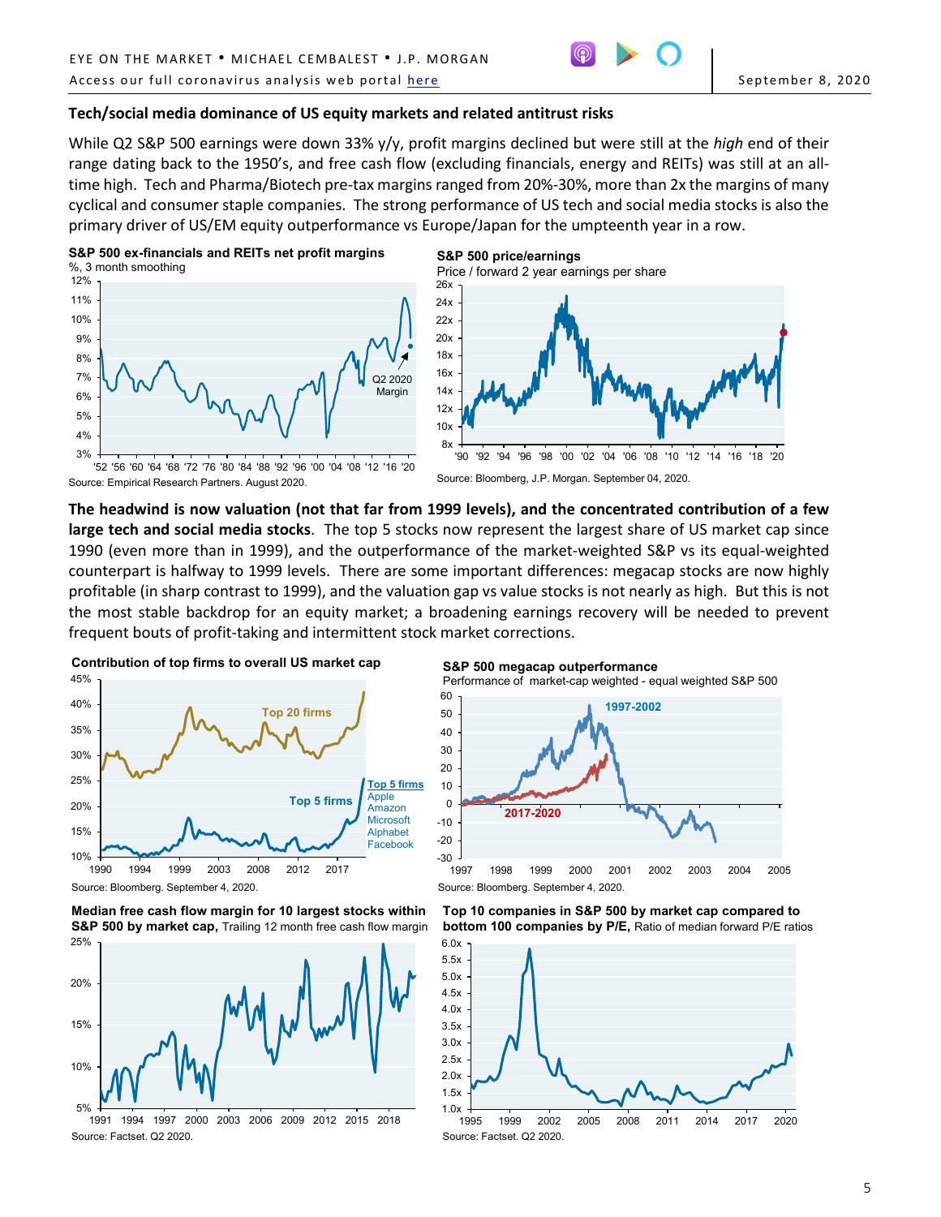## Tech/social media dominance of US equity markets and related antitrust risks

While Q2 S&P 500 earnings were down 33% y/y, profit margins declined but were still at the *high* end of their range dating back to the 1950's, and free cash flow (excluding financials, energy and REITs) was still at an all-time high. Tech and Pharma/Biotech pre-tax margins ranged from 20%-30%, more than 2x the margins of many cyclical and consumer staple companies. The strong performance of US tech and social media stocks is also the primary driver of US/EM equity outperformance vs Europe/Japan for the umpteenth time in a row.

**S&P 500 ex-financials and REITs net profit margins**
%, 3 month smoothing

Source: Empirical Research Partners. August 2020.

**S&P 500 price/earnings**
Price / forward 2 year earnings per share

Source: Bloomberg, J.P. Morgan. September 04, 2020.

**The headwind is now valuation (not that far from 1999 levels), and the concentrated contribution of a few large tech and social media stocks**. The top 5 stocks now represent the largest share of US market cap since 1990 (even more than in 1999), and the outperformance of the market-weighted S&P vs its equal-weighted counterpart is halfway to 1999 levels. There are some important differences: megacap stocks are now highly profitable (in sharp contrast to 1999), and the valuation gap vs value stocks is not nearly as high. But this is not the most stable backdrop for an equity market; a broadening earnings recovery will be needed to prevent frequent bouts of profit-taking and intermittent stock market corrections.

**Contribution of top firms to overall US market cap**

Source: Bloomberg. September 4, 2020.

**S&P 500 megacap outperformance**
Performance of market-cap weighted - equal weighted S&P 500

Source: Bloomberg. September 4, 2020.

**Median free cash flow margin for 10 largest stocks within S&P 500 by market cap,** Trailing 12 month free cash flow margin

Source: Factset. Q2 2020.

**Top 10 companies in S&P 500 by market cap compared to bottom 100 companies by P/E,** Ratio of median forward P/E ratios

Source: Factset. Q2 2020.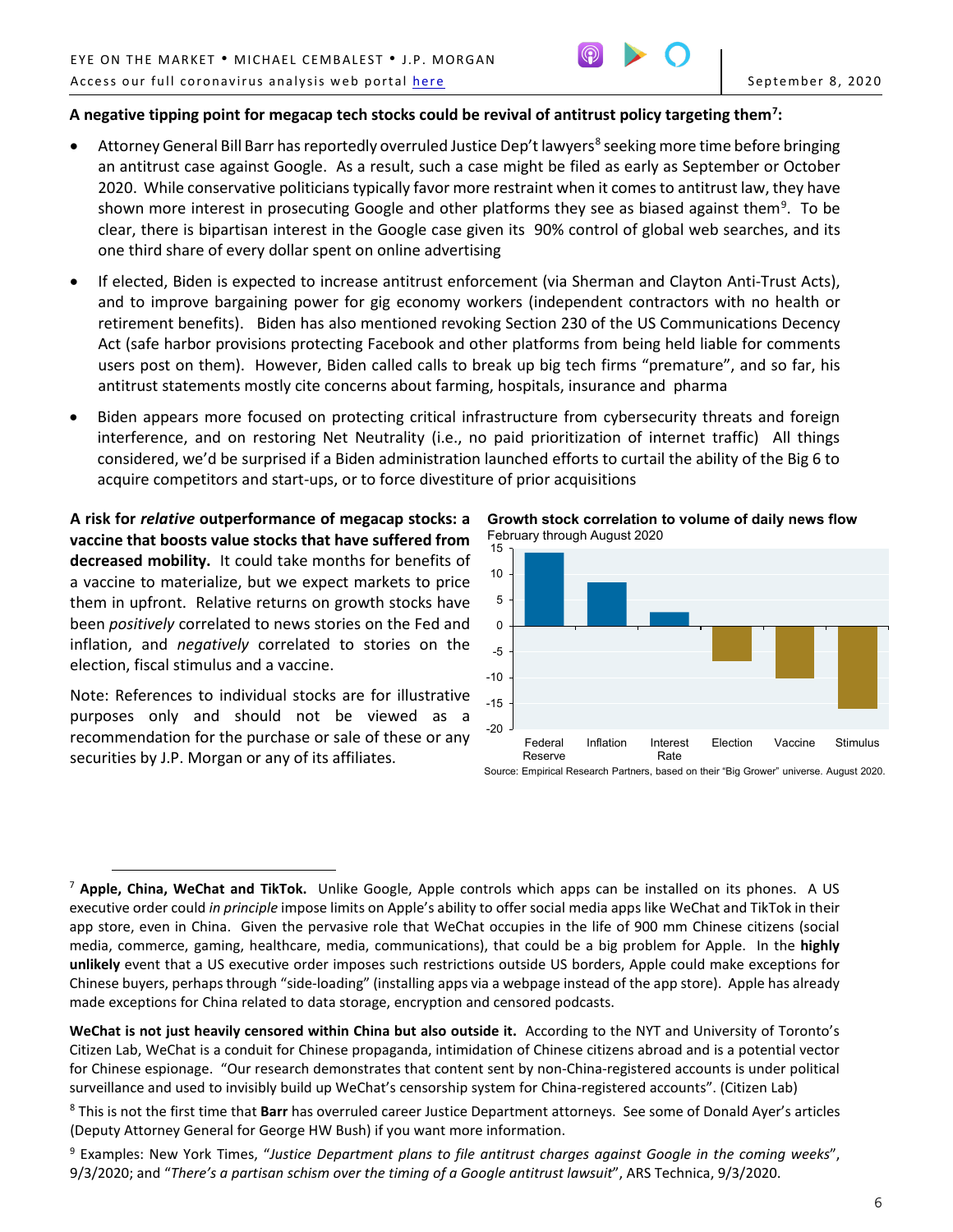**A negative tipping point for megacap tech stocks could be revival of antitrust policy targeting them[7]:**

- Attorney General Bill Barr has reportedly overruled Justice Dep't lawyers[8] seeking more time before bringing an antitrust case against Google. As a result, such a case might be filed as early as September or October 2020. While conservative politicians typically favor more restraint when it comes to antitrust law, they have shown more interest in prosecuting Google and other platforms they see as biased against them[9]. To be clear, there is bipartisan interest in the Google case given its 90% control of global web searches, and its one third share of every dollar spent on online advertising
- If elected, Biden is expected to increase antitrust enforcement (via Sherman and Clayton Anti-Trust Acts), and to improve bargaining power for gig economy workers (independent contractors with no health or retirement benefits). Biden has also mentioned revoking Section 230 of the US Communications Decency Act (safe harbor provisions protecting Facebook and other platforms from being held liable for comments users post on them). However, Biden called calls to break up big tech firms "premature", and so far, his antitrust statements mostly cite concerns about farming, hospitals, insurance and pharma
- Biden appears more focused on protecting critical infrastructure from cybersecurity threats and foreign interference, and on restoring Net Neutrality (i.e., no paid prioritization of internet traffic) All things considered, we'd be surprised if a Biden administration launched efforts to curtail the ability of the Big 6 to acquire competitors and start-ups, or to force divestiture of prior acquisitions

**A risk for *relative* outperformance of megacap stocks: a vaccine that boosts value stocks that have suffered from decreased mobility.** It could take months for benefits of a vaccine to materialize, but we expect markets to price them in upfront. Relative returns on growth stocks have been *positively* correlated to news stories on the Fed and inflation, and *negatively* correlated to stories on the election, fiscal stimulus and a vaccine.

Note: References to individual stocks are for illustrative purposes only and should not be viewed as a recommendation for the purchase or sale of these or any securities by J.P. Morgan or any of its affiliates.

**Growth stock correlation to volume of daily news flow**
February through August 2020

| Federal Reserve | Inflation | Interest Rate | Election | Vaccine | Stimulus |
|---|---|---|---|---|---|
| ~14 | ~8.5 | ~2.5 | ~-7 | ~-10 | ~-16 |

Source: Empirical Research Partners, based on their "Big Grower" universe. August 2020.

---

[7] **Apple, China, WeChat and TikTok.** Unlike Google, Apple controls which apps can be installed on its phones. A US executive order could *in principle* impose limits on Apple's ability to offer social media apps like WeChat and TikTok in their app store, even in China. Given the pervasive role that WeChat occupies in the life of 900 mm Chinese citizens (social media, commerce, gaming, healthcare, media, communications), that could be a big problem for Apple. In the **highly unlikely** event that a US executive order imposes such restrictions outside US borders, Apple could make exceptions for Chinese buyers, perhaps through "side-loading" (installing apps via a webpage instead of the app store). Apple has already made exceptions for China related to data storage, encryption and censored podcasts.

**WeChat is not just heavily censored within China but also outside it.** According to the NYT and University of Toronto's Citizen Lab, WeChat is a conduit for Chinese propaganda, intimidation of Chinese citizens abroad and is a potential vector for Chinese espionage. "Our research demonstrates that content sent by non-China-registered accounts is under political surveillance and used to invisibly build up WeChat's censorship system for China-registered accounts". (Citizen Lab)

[8] This is not the first time that **Barr** has overruled career Justice Department attorneys. See some of Donald Ayer's articles (Deputy Attorney General for George HW Bush) if you want more information.

[9] Examples: New York Times, "*Justice Department plans to file antitrust charges against Google in the coming weeks*", 9/3/2020; and "*There's a partisan schism over the timing of a Google antitrust lawsuit*", ARS Technica, 9/3/2020.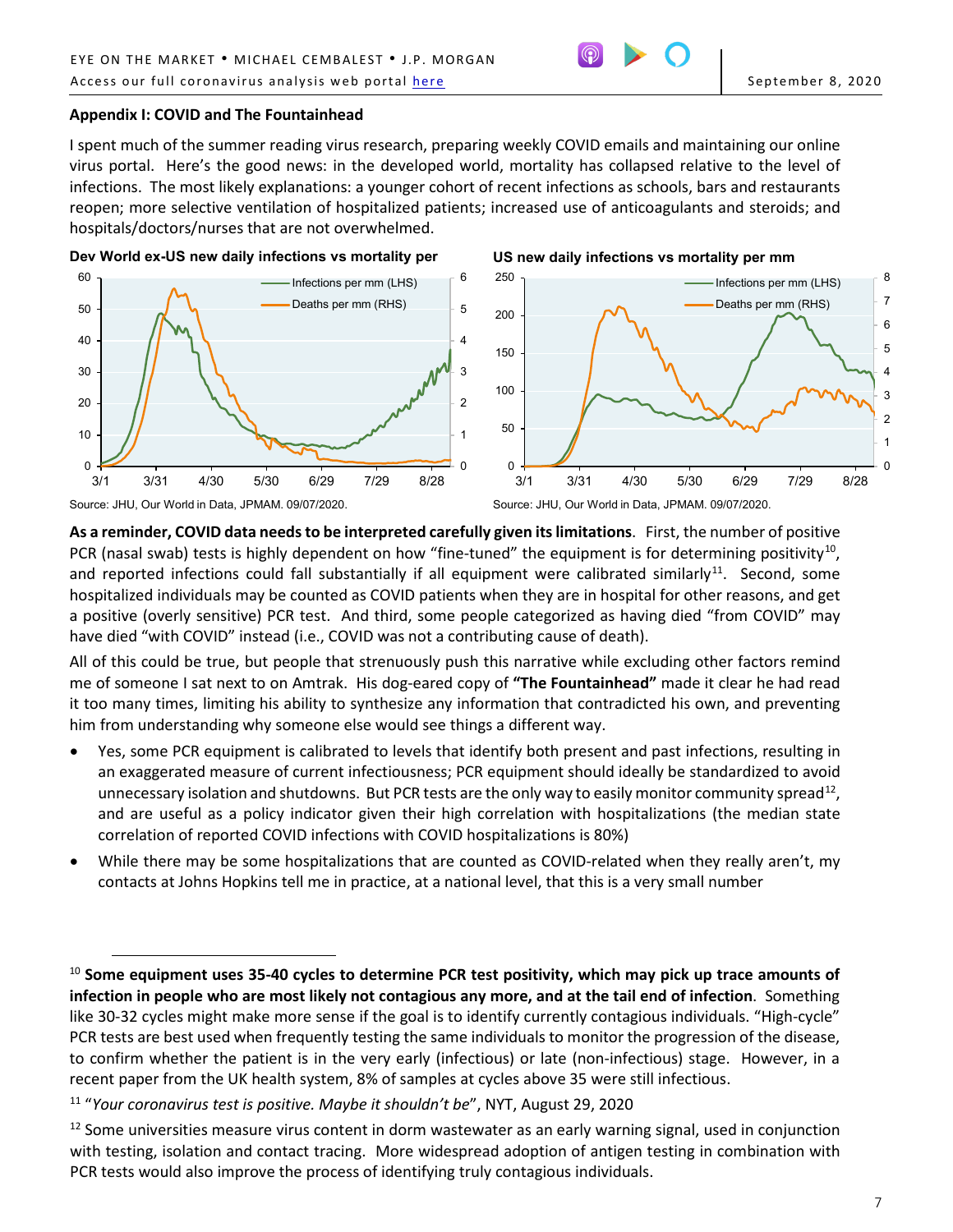## Appendix I: COVID and The Fountainhead

I spent much of the summer reading virus research, preparing weekly COVID emails and maintaining our online virus portal. Here's the good news: in the developed world, mortality has collapsed relative to the level of infections. The most likely explanations: a younger cohort of recent infections as schools, bars and restaurants reopen; more selective ventilation of hospitalized patients; increased use of anticoagulants and steroids; and hospitals/doctors/nurses that are not overwhelmed.

**Dev World ex-US new daily infections vs mortality per**

Source: JHU, Our World in Data, JPMAM. 09/07/2020.

**US new daily infections vs mortality per mm**

Source: JHU, Our World in Data, JPMAM. 09/07/2020.

**As a reminder, COVID data needs to be interpreted carefully given its limitations**. First, the number of positive PCR (nasal swab) tests is highly dependent on how "fine-tuned" the equipment is for determining positivity[10], and reported infections could fall substantially if all equipment were calibrated similarly[11]. Second, some hospitalized individuals may be counted as COVID patients when they are in hospital for other reasons, and get a positive (overly sensitive) PCR test. And third, some people categorized as having died "from COVID" may have died "with COVID" instead (i.e., COVID was not a contributing cause of death).

All of this could be true, but people that strenuously push this narrative while excluding other factors remind me of someone I sat next to on Amtrak. His dog-eared copy of **"The Fountainhead"** made it clear he had read it too many times, limiting his ability to synthesize any information that contradicted his own, and preventing him from understanding why someone else would see things a different way.

- Yes, some PCR equipment is calibrated to levels that identify both present and past infections, resulting in an exaggerated measure of current infectiousness; PCR equipment should ideally be standardized to avoid unnecessary isolation and shutdowns. But PCR tests are the only way to easily monitor community spread[12], and are useful as a policy indicator given their high correlation with hospitalizations (the median state correlation of reported COVID infections with COVID hospitalizations is 80%)
- While there may be some hospitalizations that are counted as COVID-related when they really aren't, my contacts at Johns Hopkins tell me in practice, at a national level, that this is a very small number

---

[10] **Some equipment uses 35-40 cycles to determine PCR test positivity, which may pick up trace amounts of infection in people who are most likely not contagious any more, and at the tail end of infection**. Something like 30-32 cycles might make more sense if the goal is to identify currently contagious individuals. "High-cycle" PCR tests are best used when frequently testing the same individuals to monitor the progression of the disease, to confirm whether the patient is in the very early (infectious) or late (non-infectious) stage. However, in a recent paper from the UK health system, 8% of samples at cycles above 35 were still infectious.

[11] "*Your coronavirus test is positive. Maybe it shouldn't be*", NYT, August 29, 2020

[12] Some universities measure virus content in dorm wastewater as an early warning signal, used in conjunction with testing, isolation and contact tracing. More widespread adoption of antigen testing in combination with PCR tests would also improve the process of identifying truly contagious individuals.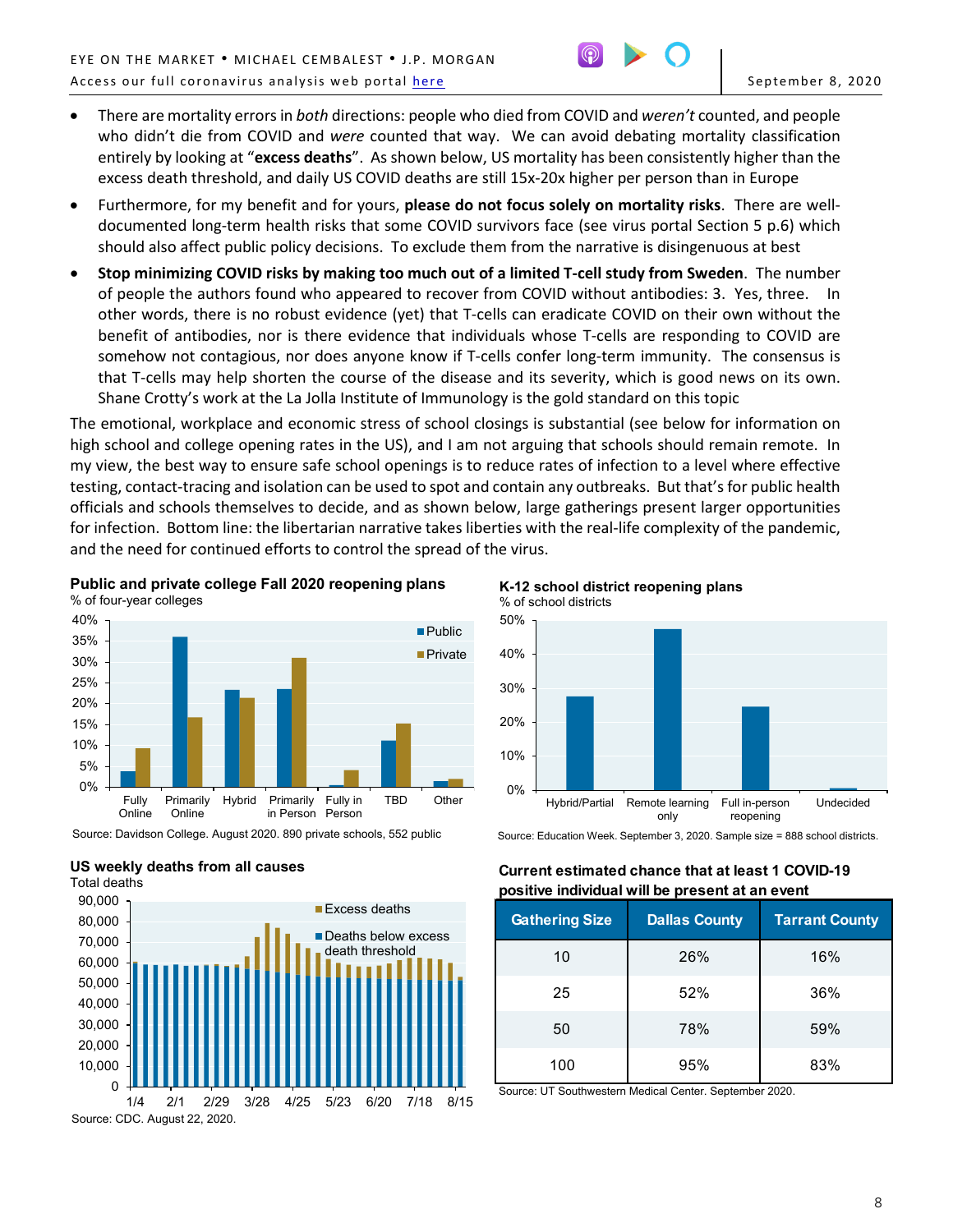- There are mortality errors in *both* directions: people who died from COVID and *weren't* counted, and people who didn't die from COVID and *were* counted that way. We can avoid debating mortality classification entirely by looking at "**excess deaths**". As shown below, US mortality has been consistently higher than the excess death threshold, and daily US COVID deaths are still 15x-20x higher per person than in Europe
- Furthermore, for my benefit and for yours, **please do not focus solely on mortality risks**. There are well-documented long-term health risks that some COVID survivors face (see virus portal Section 5 p.6) which should also affect public policy decisions. To exclude them from the narrative is disingenuous at best
- **Stop minimizing COVID risks by making too much out of a limited T-cell study from Sweden**. The number of people the authors found who appeared to recover from COVID without antibodies: 3. Yes, three. In other words, there is no robust evidence (yet) that T-cells can eradicate COVID on their own without the benefit of antibodies, nor is there evidence that individuals whose T-cells are responding to COVID are somehow not contagious, nor does anyone know if T-cells confer long-term immunity. The consensus is that T-cells may help shorten the course of the disease and its severity, which is good news on its own. Shane Crotty's work at the La Jolla Institute of Immunology is the gold standard on this topic

The emotional, workplace and economic stress of school closings is substantial (see below for information on high school and college opening rates in the US), and I am not arguing that schools should remain remote. In my view, the best way to ensure safe school openings is to reduce rates of infection to a level where effective testing, contact-tracing and isolation can be used to spot and contain any outbreaks. But that's for public health officials and schools themselves to decide, and as shown below, large gatherings present larger opportunities for infection. Bottom line: the libertarian narrative takes liberties with the real-life complexity of the pandemic, and the need for continued efforts to control the spread of the virus.

**Public and private college Fall 2020 reopening plans**
% of four-year colleges

Source: Davidson College. August 2020. 890 private schools, 552 public

**K-12 school district reopening plans**
% of school districts

Source: Education Week. September 3, 2020. Sample size = 888 school districts.

**US weekly deaths from all causes**
Total deaths

Source: CDC. August 22, 2020.

**Current estimated chance that at least 1 COVID-19 positive individual will be present at an event**

| Gathering Size | Dallas County | Tarrant County |
|---|---|---|
| 10 | 26% | 16% |
| 25 | 52% | 36% |
| 50 | 78% | 59% |
| 100 | 95% | 83% |

Source: UT Southwestern Medical Center. September 2020.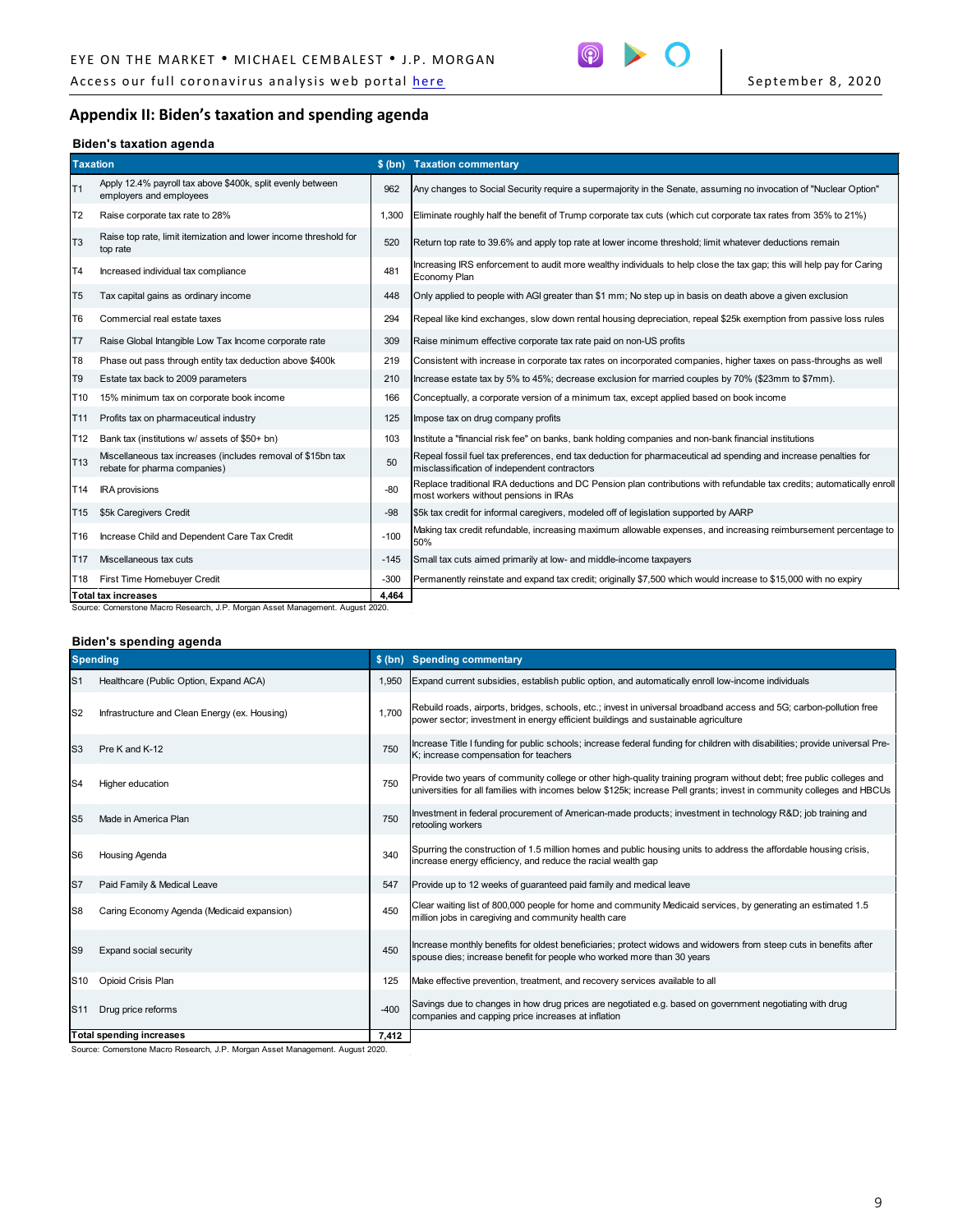## Appendix II: Biden's taxation and spending agenda

### Biden's taxation agenda

| | Taxation | $ (bn) | Taxation commentary |
|---|---|---|---|
| T1 | Apply 12.4% payroll tax above $400k, split evenly between employers and employees | 962 | Any changes to Social Security require a supermajority in the Senate, assuming no invocation of "Nuclear Option" |
| T2 | Raise corporate tax rate to 28% | 1,300 | Eliminate roughly half the benefit of Trump corporate tax cuts (which cut corporate tax rates from 35% to 21%) |
| T3 | Raise top rate, limit itemization and lower income threshold for top rate | 520 | Return top rate to 39.6% and apply top rate at lower income threshold; limit whatever deductions remain |
| T4 | Increased individual tax compliance | 481 | Increasing IRS enforcement to audit more wealthy individuals to help close the tax gap; this will help pay for Caring Economy Plan |
| T5 | Tax capital gains as ordinary income | 448 | Only applied to people with AGI greater than $1 mm; No step up in basis on death above a given exclusion |
| T6 | Commercial real estate taxes | 294 | Repeal like kind exchanges, slow down rental housing depreciation, repeal $25k exemption from passive loss rules |
| T7 | Raise Global Intangible Low Tax Income corporate rate | 309 | Raise minimum effective corporate tax rate paid on non-US profits |
| T8 | Phase out pass through entity tax deduction above $400k | 219 | Consistent with increase in corporate tax rates on incorporated companies, higher taxes on pass-throughs as well |
| T9 | Estate tax back to 2009 parameters | 210 | Increase estate tax by 5% to 45%; decrease exclusion for married couples by 70% ($23mm to $7mm). |
| T10 | 15% minimum tax on corporate book income | 166 | Conceptually, a corporate version of a minimum tax, except applied based on book income |
| T11 | Profits tax on pharmaceutical industry | 125 | Impose tax on drug company profits |
| T12 | Bank tax (institutions w/ assets of $50+ bn) | 103 | Institute a "financial risk fee" on banks, bank holding companies and non-bank financial institutions |
| T13 | Miscellaneous tax increases (includes removal of $15bn tax rebate for pharma companies) | 50 | Repeal fossil fuel tax preferences, end tax deduction for pharmaceutical ad spending and increase penalties for misclassification of independent contractors |
| T14 | IRA provisions | -80 | Replace traditional IRA deductions and DC Pension plan contributions with refundable tax credits; automatically enroll most workers without pensions in IRAs |
| T15 | $5k Caregivers Credit | -98 | $5k tax credit for informal caregivers, modeled off of legislation supported by AARP |
| T16 | Increase Child and Dependent Care Tax Credit | -100 | Making tax credit refundable, increasing maximum allowable expenses, and increasing reimbursement percentage to 50% |
| T17 | Miscellaneous tax cuts | -145 | Small tax cuts aimed primarily at low- and middle-income taxpayers |
| T18 | First Time Homebuyer Credit | -300 | Permanently reinstate and expand tax credit; originally $7,500 which would increase to $15,000 with no expiry |
| **Total tax increases** | | **4,464** | |

Source: Cornerstone Macro Research, J.P. Morgan Asset Management. August 2020.

### Biden's spending agenda

| | Spending | $ (bn) | Spending commentary |
|---|---|---|---|
| S1 | Healthcare (Public Option, Expand ACA) | 1,950 | Expand current subsidies, establish public option, and automatically enroll low-income individuals |
| S2 | Infrastructure and Clean Energy (ex. Housing) | 1,700 | Rebuild roads, airports, bridges, schools, etc.; invest in universal broadband access and 5G; carbon-pollution free power sector; investment in energy efficient buildings and sustainable agriculture |
| S3 | Pre K and K-12 | 750 | Increase Title I funding for public schools; increase federal funding for children with disabilities; provide universal Pre-K; increase compensation for teachers |
| S4 | Higher education | 750 | Provide two years of community college or other high-quality training program without debt; free public colleges and universities for all families with incomes below $125k; increase Pell grants; invest in community colleges and HBCUs |
| S5 | Made in America Plan | 750 | Investment in federal procurement of American-made products; investment in technology R&D; job training and retooling workers |
| S6 | Housing Agenda | 340 | Spurring the construction of 1.5 million homes and public housing units to address the affordable housing crisis, increase energy efficiency, and reduce the racial wealth gap |
| S7 | Paid Family & Medical Leave | 547 | Provide up to 12 weeks of guaranteed paid family and medical leave |
| S8 | Caring Economy Agenda (Medicaid expansion) | 450 | Clear waiting list of 800,000 people for home and community Medicaid services, by generating an estimated 1.5 million jobs in caregiving and community health care |
| S9 | Expand social security | 450 | Increase monthly benefits for oldest beneficiaries; protect widows and widowers from steep cuts in benefits after spouse dies; increase benefit for people who worked more than 30 years |
| S10 | Opioid Crisis Plan | 125 | Make effective prevention, treatment, and recovery services available to all |
| S11 | Drug price reforms | -400 | Savings due to changes in how drug prices are negotiated e.g. based on government negotiating with drug companies and capping price increases at inflation |
| **Total spending increases** | | **7,412** | |

Source: Cornerstone Macro Research, J.P. Morgan Asset Management. August 2020.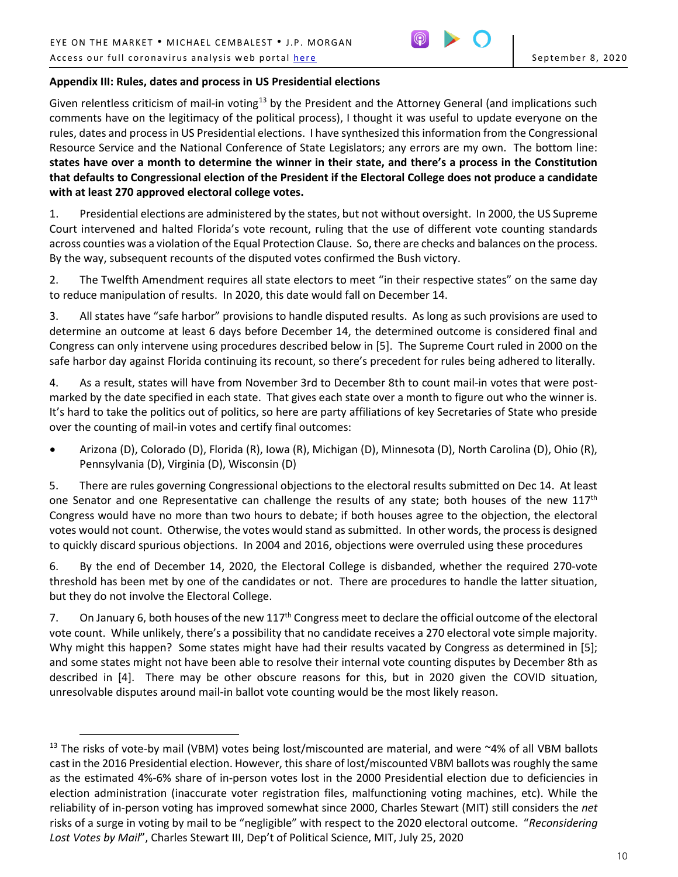## Appendix III: Rules, dates and process in US Presidential elections

Given relentless criticism of mail-in voting[13] by the President and the Attorney General (and implications such comments have on the legitimacy of the political process), I thought it was useful to update everyone on the rules, dates and process in US Presidential elections. I have synthesized this information from the Congressional Resource Service and the National Conference of State Legislators; any errors are my own. The bottom line: **states have over a month to determine the winner in their state, and there's a process in the Constitution that defaults to Congressional election of the President if the Electoral College does not produce a candidate with at least 270 approved electoral college votes.**

1. Presidential elections are administered by the states, but not without oversight. In 2000, the US Supreme Court intervened and halted Florida's vote recount, ruling that the use of different vote counting standards across counties was a violation of the Equal Protection Clause. So, there are checks and balances on the process. By the way, subsequent recounts of the disputed votes confirmed the Bush victory.

2. The Twelfth Amendment requires all state electors to meet "in their respective states" on the same day to reduce manipulation of results. In 2020, this date would fall on December 14.

3. All states have "safe harbor" provisions to handle disputed results. As long as such provisions are used to determine an outcome at least 6 days before December 14, the determined outcome is considered final and Congress can only intervene using procedures described below in [5]. The Supreme Court ruled in 2000 on the safe harbor day against Florida continuing its recount, so there's precedent for rules being adhered to literally.

4. As a result, states will have from November 3rd to December 8th to count mail-in votes that were post-marked by the date specified in each state. That gives each state over a month to figure out who the winner is. It's hard to take the politics out of politics, so here are party affiliations of key Secretaries of State who preside over the counting of mail-in votes and certify final outcomes:

- Arizona (D), Colorado (D), Florida (R), Iowa (R), Michigan (D), Minnesota (D), North Carolina (D), Ohio (R), Pennsylvania (D), Virginia (D), Wisconsin (D)

5. There are rules governing Congressional objections to the electoral results submitted on Dec 14. At least one Senator and one Representative can challenge the results of any state; both houses of the new 117th Congress would have no more than two hours to debate; if both houses agree to the objection, the electoral votes would not count. Otherwise, the votes would stand as submitted. In other words, the process is designed to quickly discard spurious objections. In 2004 and 2016, objections were overruled using these procedures

6. By the end of December 14, 2020, the Electoral College is disbanded, whether the required 270-vote threshold has been met by one of the candidates or not. There are procedures to handle the latter situation, but they do not involve the Electoral College.

7. On January 6, both houses of the new 117th Congress meet to declare the official outcome of the electoral vote count. While unlikely, there's a possibility that no candidate receives a 270 electoral vote simple majority. Why might this happen? Some states might have had their results vacated by Congress as determined in [5]; and some states might not have been able to resolve their internal vote counting disputes by December 8th as described in [4]. There may be other obscure reasons for this, but in 2020 given the COVID situation, unresolvable disputes around mail-in ballot vote counting would be the most likely reason.

---

[13] The risks of vote-by mail (VBM) votes being lost/miscounted are material, and were ~4% of all VBM ballots cast in the 2016 Presidential election. However, this share of lost/miscounted VBM ballots was roughly the same as the estimated 4%-6% share of in-person votes lost in the 2000 Presidential election due to deficiencies in election administration (inaccurate voter registration files, malfunctioning voting machines, etc). While the reliability of in-person voting has improved somewhat since 2000, Charles Stewart (MIT) still considers the *net* risks of a surge in voting by mail to be "negligible" with respect to the 2020 electoral outcome. "*Reconsidering Lost Votes by Mail*", Charles Stewart III, Dep't of Political Science, MIT, July 25, 2020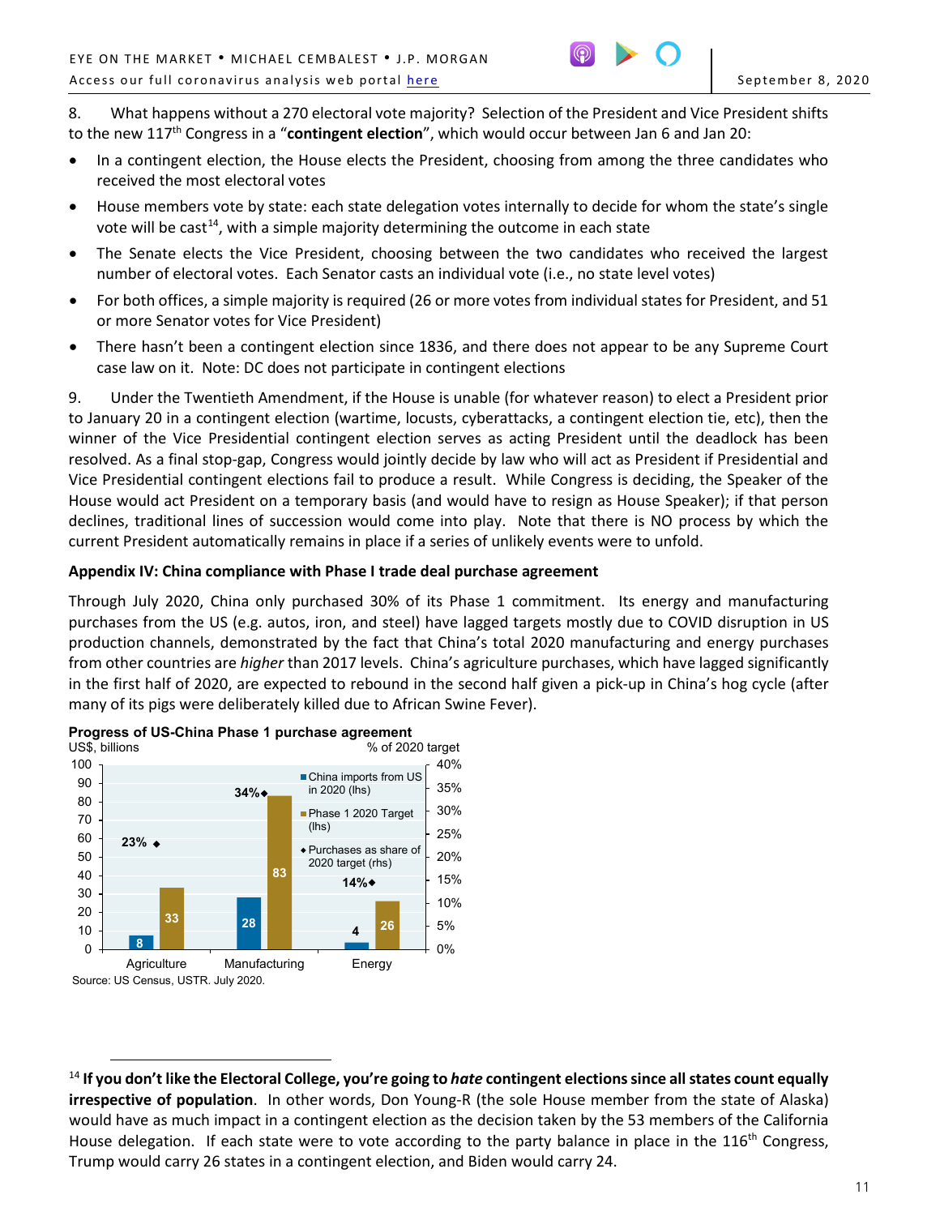8. What happens without a 270 electoral vote majority? Selection of the President and Vice President shifts to the new 117th Congress in a "**contingent election**", which would occur between Jan 6 and Jan 20:

- In a contingent election, the House elects the President, choosing from among the three candidates who received the most electoral votes
- House members vote by state: each state delegation votes internally to decide for whom the state's single vote will be cast[14], with a simple majority determining the outcome in each state
- The Senate elects the Vice President, choosing between the two candidates who received the largest number of electoral votes. Each Senator casts an individual vote (i.e., no state level votes)
- For both offices, a simple majority is required (26 or more votes from individual states for President, and 51 or more Senator votes for Vice President)
- There hasn't been a contingent election since 1836, and there does not appear to be any Supreme Court case law on it. Note: DC does not participate in contingent elections

9. Under the Twentieth Amendment, if the House is unable (for whatever reason) to elect a President prior to January 20 in a contingent election (wartime, locusts, cyberattacks, a contingent election tie, etc), then the winner of the Vice Presidential contingent election serves as acting President until the deadlock has been resolved. As a final stop-gap, Congress would jointly decide by law who will act as President if Presidential and Vice Presidential contingent elections fail to produce a result. While Congress is deciding, the Speaker of the House would act President on a temporary basis (and would have to resign as House Speaker); if that person declines, traditional lines of succession would come into play. Note that there is NO process by which the current President automatically remains in place if a series of unlikely events were to unfold.

**Appendix IV: China compliance with Phase I trade deal purchase agreement**

Through July 2020, China only purchased 30% of its Phase 1 commitment. Its energy and manufacturing purchases from the US (e.g. autos, iron, and steel) have lagged targets mostly due to COVID disruption in US production channels, demonstrated by the fact that China's total 2020 manufacturing and energy purchases from other countries are *higher* than 2017 levels. China's agriculture purchases, which have lagged significantly in the first half of 2020, are expected to rebound in the second half given a pick-up in China's hog cycle (after many of its pigs were deliberately killed due to African Swine Fever).

**Progress of US-China Phase 1 purchase agreement**

| | China imports from US in 2020 (lhs, US$ billions) | Phase 1 2020 Target (lhs, US$ billions) | Purchases as share of 2020 target (rhs) |
|---|---|---|---|
| Agriculture | 8 | 33 | 23% |
| Manufacturing | 28 | 83 | 34% |
| Energy | 4 | 26 | 14% |

Source: US Census, USTR. July 2020.

[14] **If you don't like the Electoral College, you're going to *hate* contingent elections since all states count equally irrespective of population**. In other words, Don Young-R (the sole House member from the state of Alaska) would have as much impact in a contingent election as the decision taken by the 53 members of the California House delegation. If each state were to vote according to the party balance in place in the 116th Congress, Trump would carry 26 states in a contingent election, and Biden would carry 24.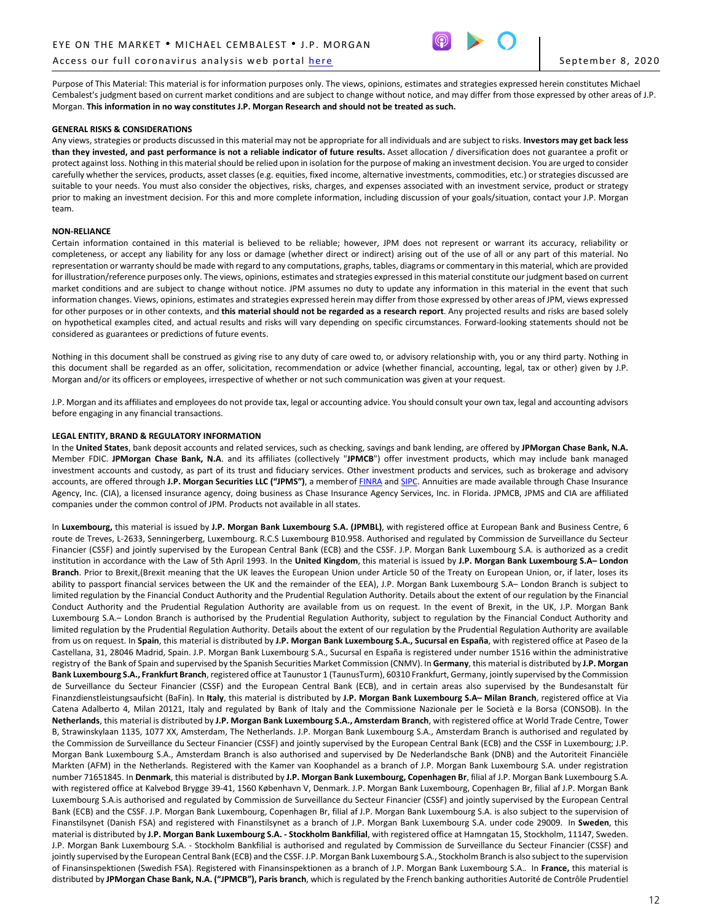Purpose of This Material: This material is for information purposes only. The views, opinions, estimates and strategies expressed herein constitutes Michael Cembalest's judgment based on current market conditions and are subject to change without notice, and may differ from those expressed by other areas of J.P. Morgan. **This information in no way constitutes J.P. Morgan Research and should not be treated as such.**

**GENERAL RISKS & CONSIDERATIONS**

Any views, strategies or products discussed in this material may not be appropriate for all individuals and are subject to risks. **Investors may get back less than they invested, and past performance is not a reliable indicator of future results.** Asset allocation / diversification does not guarantee a profit or protect against loss. Nothing in this material should be relied upon in isolation for the purpose of making an investment decision. You are urged to consider carefully whether the services, products, asset classes (e.g. equities, fixed income, alternative investments, commodities, etc.) or strategies discussed are suitable to your needs. You must also consider the objectives, risks, charges, and expenses associated with an investment service, product or strategy prior to making an investment decision. For this and more complete information, including discussion of your goals/situation, contact your J.P. Morgan team.

**NON-RELIANCE**

Certain information contained in this material is believed to be reliable; however, JPM does not represent or warrant its accuracy, reliability or completeness, or accept any liability for any loss or damage (whether direct or indirect) arising out of the use of all or any part of this material. No representation or warranty should be made with regard to any computations, graphs, tables, diagrams or commentary in this material, which are provided for illustration/reference purposes only. The views, opinions, estimates and strategies expressed in this material constitute our judgment based on current market conditions and are subject to change without notice. JPM assumes no duty to update any information in this material in the event that such information changes. Views, opinions, estimates and strategies expressed herein may differ from those expressed by other areas of JPM, views expressed for other purposes or in other contexts, and **this material should not be regarded as a research report**. Any projected results and risks are based solely on hypothetical examples cited, and actual results and risks will vary depending on specific circumstances. Forward-looking statements should not be considered as guarantees or predictions of future events.

Nothing in this document shall be construed as giving rise to any duty of care owed to, or advisory relationship with, you or any third party. Nothing in this document shall be regarded as an offer, solicitation, recommendation or advice (whether financial, accounting, legal, tax or other) given by J.P. Morgan and/or its officers or employees, irrespective of whether or not such communication was given at your request.

J.P. Morgan and its affiliates and employees do not provide tax, legal or accounting advice. You should consult your own tax, legal and accounting advisors before engaging in any financial transactions.

**LEGAL ENTITY, BRAND & REGULATORY INFORMATION**

In the **United States**, bank deposit accounts and related services, such as checking, savings and bank lending, are offered by **JPMorgan Chase Bank, N.A.** Member FDIC. **JPMorgan Chase Bank, N.A**. and its affiliates (collectively "**JPMCB**") offer investment products, which may include bank managed investment accounts and custody, as part of its trust and fiduciary services. Other investment products and services, such as brokerage and advisory accounts, are offered through **J.P. Morgan Securities LLC ("JPMS")**, a member of FINRA and SIPC. Annuities are made available through Chase Insurance Agency, Inc. (CIA), a licensed insurance agency, doing business as Chase Insurance Agency Services, Inc. in Florida. JPMCB, JPMS and CIA are affiliated companies under the common control of JPM. Products not available in all states.

In **Luxembourg,** this material is issued by **J.P. Morgan Bank Luxembourg S.A. (JPMBL)**, with registered office at European Bank and Business Centre, 6 route de Treves, L-2633, Senningerberg, Luxembourg. R.C.S Luxembourg B10.958. Authorised and regulated by Commission de Surveillance du Secteur Financier (CSSF) and jointly supervised by the European Central Bank (ECB) and the CSSF. J.P. Morgan Bank Luxembourg S.A. is authorized as a credit institution in accordance with the Law of 5th April 1993. In the **United Kingdom**, this material is issued by **J.P. Morgan Bank Luxembourg S.A– London Branch**. Prior to Brexit,(Brexit meaning that the UK leaves the European Union under Article 50 of the Treaty on European Union, or, if later, loses its ability to passport financial services between the UK and the remainder of the EEA), J.P. Morgan Bank Luxembourg S.A– London Branch is subject to limited regulation by the Financial Conduct Authority and the Prudential Regulation Authority. Details about the extent of our regulation by the Financial Conduct Authority and the Prudential Regulation Authority are available from us on request. In the event of Brexit, in the UK, J.P. Morgan Bank Luxembourg S.A.– London Branch is authorised by the Prudential Regulation Authority, subject to regulation by the Financial Conduct Authority and limited regulation by the Prudential Regulation Authority. Details about the extent of our regulation by the Prudential Regulation Authority are available from us on request. In **Spain**, this material is distributed by **J.P. Morgan Bank Luxembourg S.A., Sucursal en España**, with registered office at Paseo de la Castellana, 31, 28046 Madrid, Spain. J.P. Morgan Bank Luxembourg S.A., Sucursal en España is registered under number 1516 within the administrative registry of the Bank of Spain and supervised by the Spanish Securities Market Commission (CNMV). In **Germany**, this material is distributed by **J.P. Morgan Bank Luxembourg S.A., Frankfurt Branch**, registered office at Taunustor 1 (TaunusTurm), 60310 Frankfurt, Germany, jointly supervised by the Commission de Surveillance du Secteur Financier (CSSF) and the European Central Bank (ECB), and in certain areas also supervised by the Bundesanstalt für Finanzdienstleistungsaufsicht (BaFin). In **Italy**, this material is distributed by **J.P. Morgan Bank Luxembourg S.A– Milan Branch**, registered office at Via Catena Adalberto 4, Milan 20121, Italy and regulated by Bank of Italy and the Commissione Nazionale per le Società e la Borsa (CONSOB). In the **Netherlands**, this material is distributed by **J.P. Morgan Bank Luxembourg S.A., Amsterdam Branch**, with registered office at World Trade Centre, Tower B, Strawinskylaan 1135, 1077 XX, Amsterdam, The Netherlands. J.P. Morgan Bank Luxembourg S.A., Amsterdam Branch is authorised and regulated by the Commission de Surveillance du Secteur Financier (CSSF) and jointly supervised by the European Central Bank (ECB) and the CSSF in Luxembourg; J.P. Morgan Bank Luxembourg S.A., Amsterdam Branch is also authorised and supervised by De Nederlandsche Bank (DNB) and the Autoriteit Financiële Markten (AFM) in the Netherlands. Registered with the Kamer van Koophandel as a branch of J.P. Morgan Bank Luxembourg S.A. under registration number 71651845. In **Denmark**, this material is distributed by **J.P. Morgan Bank Luxembourg, Copenhagen Br**, filial af J.P. Morgan Bank Luxembourg S.A. with registered office at Kalvebod Brygge 39-41, 1560 København V, Denmark. J.P. Morgan Bank Luxembourg, Copenhagen Br, filial af J.P. Morgan Bank Luxembourg S.A.is authorised and regulated by Commission de Surveillance du Secteur Financier (CSSF) and jointly supervised by the European Central Bank (ECB) and the CSSF. J.P. Morgan Bank Luxembourg, Copenhagen Br, filial af J.P. Morgan Bank Luxembourg S.A. is also subject to the supervision of Finanstilsynet (Danish FSA) and registered with Finanstilsynet as a branch of J.P. Morgan Bank Luxembourg S.A. under code 29009. In **Sweden**, this material is distributed by **J.P. Morgan Bank Luxembourg S.A. - Stockholm Bankfilial**, with registered office at Hamngatan 15, Stockholm, 11147, Sweden. J.P. Morgan Bank Luxembourg S.A. - Stockholm Bankfilial is authorised and regulated by Commission de Surveillance du Secteur Financier (CSSF) and jointly supervised by the European Central Bank (ECB) and the CSSF. J.P. Morgan Bank Luxembourg S.A., Stockholm Branch is also subject to the supervision of Finansinspektionen (Swedish FSA). Registered with Finansinspektionen as a branch of J.P. Morgan Bank Luxembourg S.A.. In **France,** this material is distributed by **JPMorgan Chase Bank, N.A. ("JPMCB"), Paris branch**, which is regulated by the French banking authorities Autorité de Contrôle Prudentiel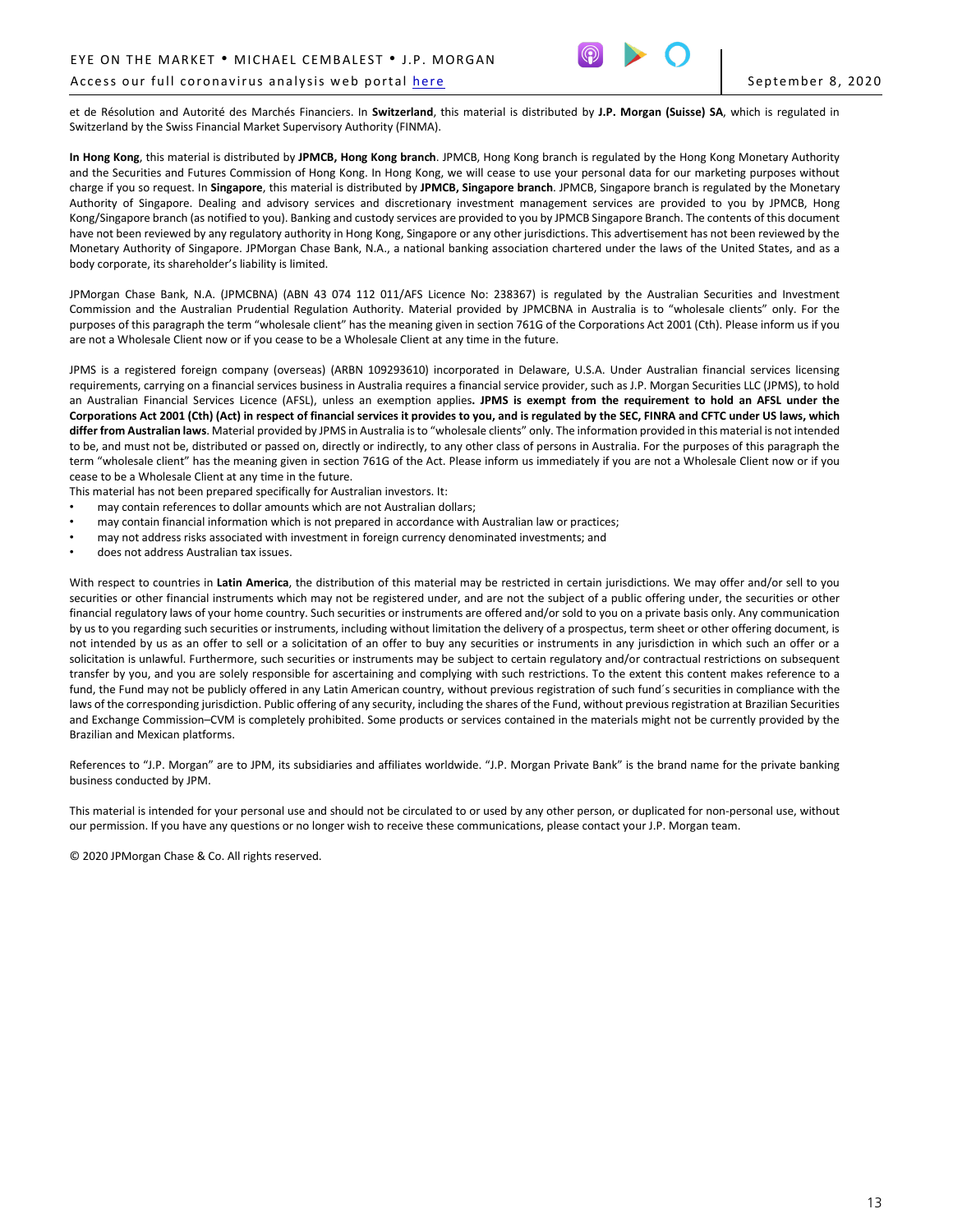et de Résolution and Autorité des Marchés Financiers. In **Switzerland**, this material is distributed by **J.P. Morgan (Suisse) SA**, which is regulated in Switzerland by the Swiss Financial Market Supervisory Authority (FINMA).

**In Hong Kong**, this material is distributed by **JPMCB, Hong Kong branch**. JPMCB, Hong Kong branch is regulated by the Hong Kong Monetary Authority and the Securities and Futures Commission of Hong Kong. In Hong Kong, we will cease to use your personal data for our marketing purposes without charge if you so request. In **Singapore**, this material is distributed by **JPMCB, Singapore branch**. JPMCB, Singapore branch is regulated by the Monetary Authority of Singapore. Dealing and advisory services and discretionary investment management services are provided to you by JPMCB, Hong Kong/Singapore branch (as notified to you). Banking and custody services are provided to you by JPMCB Singapore Branch. The contents of this document have not been reviewed by any regulatory authority in Hong Kong, Singapore or any other jurisdictions. This advertisement has not been reviewed by the Monetary Authority of Singapore. JPMorgan Chase Bank, N.A., a national banking association chartered under the laws of the United States, and as a body corporate, its shareholder's liability is limited.

JPMorgan Chase Bank, N.A. (JPMCBNA) (ABN 43 074 112 011/AFS Licence No: 238367) is regulated by the Australian Securities and Investment Commission and the Australian Prudential Regulation Authority. Material provided by JPMCBNA in Australia is to "wholesale clients" only. For the purposes of this paragraph the term "wholesale client" has the meaning given in section 761G of the Corporations Act 2001 (Cth). Please inform us if you are not a Wholesale Client now or if you cease to be a Wholesale Client at any time in the future.

JPMS is a registered foreign company (overseas) (ARBN 109293610) incorporated in Delaware, U.S.A. Under Australian financial services licensing requirements, carrying on a financial services business in Australia requires a financial service provider, such as J.P. Morgan Securities LLC (JPMS), to hold an Australian Financial Services Licence (AFSL), unless an exemption applies**. JPMS is exempt from the requirement to hold an AFSL under the Corporations Act 2001 (Cth) (Act) in respect of financial services it provides to you, and is regulated by the SEC, FINRA and CFTC under US laws, which differ from Australian laws**. Material provided by JPMS in Australia is to "wholesale clients" only. The information provided in this material is not intended to be, and must not be, distributed or passed on, directly or indirectly, to any other class of persons in Australia. For the purposes of this paragraph the term "wholesale client" has the meaning given in section 761G of the Act. Please inform us immediately if you are not a Wholesale Client now or if you cease to be a Wholesale Client at any time in the future.

This material has not been prepared specifically for Australian investors. It:

- may contain references to dollar amounts which are not Australian dollars;
- may contain financial information which is not prepared in accordance with Australian law or practices;
- may not address risks associated with investment in foreign currency denominated investments; and
- does not address Australian tax issues.

With respect to countries in **Latin America**, the distribution of this material may be restricted in certain jurisdictions. We may offer and/or sell to you securities or other financial instruments which may not be registered under, and are not the subject of a public offering under, the securities or other financial regulatory laws of your home country. Such securities or instruments are offered and/or sold to you on a private basis only. Any communication by us to you regarding such securities or instruments, including without limitation the delivery of a prospectus, term sheet or other offering document, is not intended by us as an offer to sell or a solicitation of an offer to buy any securities or instruments in any jurisdiction in which such an offer or a solicitation is unlawful. Furthermore, such securities or instruments may be subject to certain regulatory and/or contractual restrictions on subsequent transfer by you, and you are solely responsible for ascertaining and complying with such restrictions. To the extent this content makes reference to a fund, the Fund may not be publicly offered in any Latin American country, without previous registration of such fund´s securities in compliance with the laws of the corresponding jurisdiction. Public offering of any security, including the shares of the Fund, without previous registration at Brazilian Securities and Exchange Commission–CVM is completely prohibited. Some products or services contained in the materials might not be currently provided by the Brazilian and Mexican platforms.

References to "J.P. Morgan" are to JPM, its subsidiaries and affiliates worldwide. "J.P. Morgan Private Bank" is the brand name for the private banking business conducted by JPM.

This material is intended for your personal use and should not be circulated to or used by any other person, or duplicated for non-personal use, without our permission. If you have any questions or no longer wish to receive these communications, please contact your J.P. Morgan team.

© 2020 JPMorgan Chase & Co. All rights reserved.